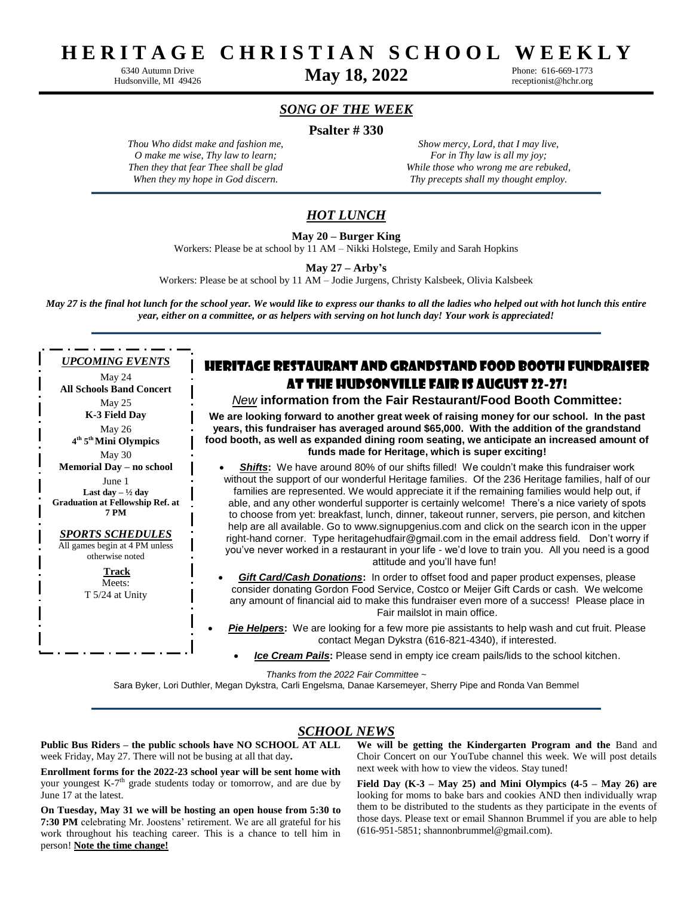# HERITAGE CHRISTIAN SCHOOL WEEKLY

6340 Autumn Drive
Hudsonville, MI 49426

**May 18, 2022**

Phone: 616-669-1773
receptionist@hchr.org

## *SONG OF THE WEEK*

**Psalter # 330**

*Thou Who didst make and fashion me,*
*O make me wise, Thy law to learn;*
*Then they that fear Thee shall be glad*
*When they my hope in God discern.*

*Show mercy, Lord, that I may live,*
*For in Thy law is all my joy;*
*While those who wrong me are rebuked,*
*Thy precepts shall my thought employ.*

## *HOT LUNCH*

**May 20 – Burger King**

Workers: Please be at school by 11 AM – Nikki Holstege, Emily and Sarah Hopkins

**May 27 – Arby's**

Workers: Please be at school by 11 AM – Jodie Jurgens, Christy Kalsbeek, Olivia Kalsbeek

***May 27 is the final hot lunch for the school year. We would like to express our thanks to all the ladies who helped out with hot lunch this entire year, either on a committee, or as helpers with serving on hot lunch day! Your work is appreciated!***

### *UPCOMING EVENTS*

May 24
**All Schools Band Concert**

May 25
**K-3 Field Day**

May 26
**4th 5th Mini Olympics**

May 30
**Memorial Day – no school**

June 1
**Last day – ½ day**
**Graduation at Fellowship Ref. at 7 PM**

### *SPORTS SCHEDULES*

All games begin at 4 PM unless otherwise noted

**Track**
Meets:
T 5/24 at Unity

## HERITAGE RESTAURANT AND GRANDSTAND FOOD BOOTH FUNDRAISER AT THE HUDSONVILLE FAIR IS AUGUST 22-27!

*New* **information from the Fair Restaurant/Food Booth Committee:**

**We are looking forward to another great week of raising money for our school. In the past years, this fundraiser has averaged around $65,000. With the addition of the grandstand food booth, as well as expanded dining room seating, we anticipate an increased amount of funds made for Heritage, which is super exciting!**

- ***Shifts*:** We have around 80% of our shifts filled! We couldn't make this fundraiser work without the support of our wonderful Heritage families. Of the 236 Heritage families, half of our families are represented. We would appreciate it if the remaining families would help out, if able, and any other wonderful supporter is certainly welcome! There's a nice variety of spots to choose from yet: breakfast, lunch, dinner, takeout runner, servers, pie person, and kitchen help are all available. Go to www.signupgenius.com and click on the search icon in the upper right-hand corner. Type heritagehudfair@gmail.com in the email address field. Don't worry if you've never worked in a restaurant in your life - we'd love to train you. All you need is a good attitude and you'll have fun!
- ***Gift Card/Cash Donations*:** In order to offset food and paper product expenses, please consider donating Gordon Food Service, Costco or Meijer Gift Cards or cash. We welcome any amount of financial aid to make this fundraiser even more of a success! Please place in Fair mailslot in main office.
- ***Pie Helpers*:** We are looking for a few more pie assistants to help wash and cut fruit. Please contact Megan Dykstra (616-821-4340), if interested.
- ***Ice Cream Pails*:** Please send in empty ice cream pails/lids to the school kitchen.

*Thanks from the 2022 Fair Committee ~*
Sara Byker, Lori Duthler, Megan Dykstra, Carli Engelsma, Danae Karsemeyer, Sherry Pipe and Ronda Van Bemmel

## *SCHOOL NEWS*

**Public Bus Riders – the public schools have NO SCHOOL AT ALL** week Friday, May 27. There will not be busing at all that day**.**

**Enrollment forms for the 2022-23 school year will be sent home with** your youngest K-7th grade students today or tomorrow, and are due by June 17 at the latest.

**On Tuesday, May 31 we will be hosting an open house from 5:30 to 7:30 PM** celebrating Mr. Joostens' retirement. We are all grateful for his work throughout his teaching career. This is a chance to tell him in person! **Note the time change!**

**We will be getting the Kindergarten Program and the** Band and Choir Concert on our YouTube channel this week. We will post details next week with how to view the videos. Stay tuned!

**Field Day (K-3 – May 25) and Mini Olympics (4-5 – May 26) are** looking for moms to bake bars and cookies AND then individually wrap them to be distributed to the students as they participate in the events of those days. Please text or email Shannon Brummel if you are able to help (616-951-5851; shannonbrummel@gmail.com).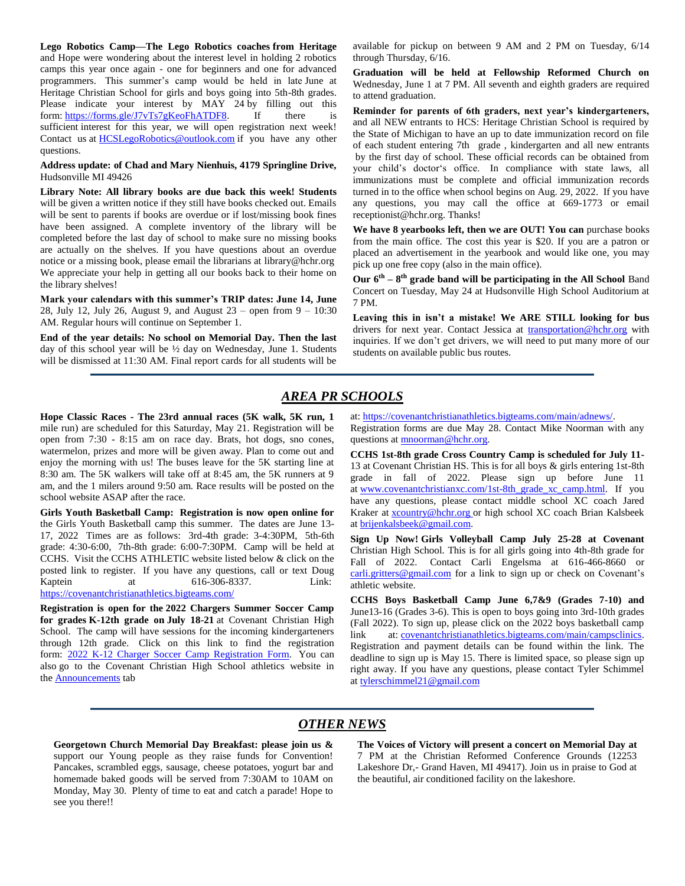**Lego Robotics Camp—The Lego Robotics coaches from Heritage** and Hope were wondering about the interest level in holding 2 robotics camps this year once again - one for beginners and one for advanced programmers. This summer's camp would be held in late June at Heritage Christian School for girls and boys going into 5th-8th grades. Please indicate your interest by MAY 24 by filling out this form: https://forms.gle/J7vTs7gKeoFhATDF8. If there is sufficient interest for this year, we will open registration next week! Contact us at HCSLegoRobotics@outlook.com if you have any other questions.

**Address update: of Chad and Mary Nienhuis, 4179 Springline Drive,** Hudsonville MI 49426

**Library Note: All library books are due back this week! Students** will be given a written notice if they still have books checked out. Emails will be sent to parents if books are overdue or if lost/missing book fines have been assigned. A complete inventory of the library will be completed before the last day of school to make sure no missing books are actually on the shelves. If you have questions about an overdue notice or a missing book, please email the librarians at library@hchr.org We appreciate your help in getting all our books back to their home on the library shelves!

**Mark your calendars with this summer's TRIP dates: June 14, June** 28, July 12, July 26, August 9, and August 23 – open from 9 – 10:30 AM. Regular hours will continue on September 1.

**End of the year details: No school on Memorial Day. Then the last** day of this school year will be ½ day on Wednesday, June 1. Students will be dismissed at 11:30 AM. Final report cards for all students will be available for pickup on between 9 AM and 2 PM on Tuesday, 6/14 through Thursday, 6/16.

**Graduation will be held at Fellowship Reformed Church on** Wednesday, June 1 at 7 PM. All seventh and eighth graders are required to attend graduation.

**Reminder for parents of 6th graders, next year's kindergarteners,** and all NEW entrants to HCS: Heritage Christian School is required by the State of Michigan to have an up to date immunization record on file of each student entering 7th grade , kindergarten and all new entrants by the first day of school. These official records can be obtained from your child's doctor's office. In compliance with state laws, all immunizations must be complete and official immunization records turned in to the office when school begins on Aug. 29, 2022. If you have any questions, you may call the office at 669-1773 or email receptionist@hchr.org. Thanks!

**We have 8 yearbooks left, then we are OUT! You can** purchase books from the main office. The cost this year is $20. If you are a patron or placed an advertisement in the yearbook and would like one, you may pick up one free copy (also in the main office).

**Our 6th – 8th grade band will be participating in the All School** Band Concert on Tuesday, May 24 at Hudsonville High School Auditorium at 7 PM.

**Leaving this in isn't a mistake! We ARE STILL looking for bus** drivers for next year. Contact Jessica at transportation@hchr.org with inquiries. If we don't get drivers, we will need to put many more of our students on available public bus routes.

## *AREA PR SCHOOLS*

**Hope Classic Races - The 23rd annual races (5K walk, 5K run, 1** mile run) are scheduled for this Saturday, May 21. Registration will be open from 7:30 - 8:15 am on race day. Brats, hot dogs, sno cones, watermelon, prizes and more will be given away. Plan to come out and enjoy the morning with us! The buses leave for the 5K starting line at 8:30 am. The 5K walkers will take off at 8:45 am, the 5K runners at 9 am, and the 1 milers around 9:50 am. Race results will be posted on the school website ASAP after the race.

**Girls Youth Basketball Camp: Registration is now open online for** the Girls Youth Basketball camp this summer. The dates are June 13-17, 2022 Times are as follows: 3rd-4th grade: 3-4:30PM, 5th-6th grade: 4:30-6:00, 7th-8th grade: 6:00-7:30PM. Camp will be held at CCHS. Visit the CCHS ATHLETIC website listed below & click on the posted link to register. If you have any questions, call or text Doug Kaptein at 616-306-8337. Link: https://covenantchristianathletics.bigteams.com/

**Registration is open for the 2022 Chargers Summer Soccer Camp for grades K-12th grade on July 18-21** at Covenant Christian High School. The camp will have sessions for the incoming kindergarteners through 12th grade. Click on this link to find the registration form: 2022 K-12 Charger Soccer Camp Registration Form. You can also go to the Covenant Christian High School athletics website in the Announcements tab at: https://covenantchristianathletics.bigteams.com/main/adnews/. Registration forms are due May 28. Contact Mike Noorman with any questions at mnoorman@hchr.org.

**CCHS 1st-8th grade Cross Country Camp is scheduled for July 11-**13 at Covenant Christian HS. This is for all boys & girls entering 1st-8th grade in fall of 2022. Please sign up before June 11 at www.covenantchristianxc.com/1st-8th_grade_xc_camp.html. If you have any questions, please contact middle school XC coach Jared Kraker at xcountry@hchr.org or high school XC coach Brian Kalsbeek at brijenkalsbeek@gmail.com.

**Sign Up Now! Girls Volleyball Camp July 25-28 at Covenant** Christian High School. This is for all girls going into 4th-8th grade for Fall of 2022. Contact Carli Engelsma at 616-466-8660 or carli.gritters@gmail.com for a link to sign up or check on Covenant's athletic website.

**CCHS Boys Basketball Camp June 6,7&9 (Grades 7-10) and** June13-16 (Grades 3-6). This is open to boys going into 3rd-10th grades (Fall 2022). To sign up, please click on the 2022 boys basketball camp link at: covenantchristianathletics.bigteams.com/main/campsclinics. Registration and payment details can be found within the link. The deadline to sign up is May 15. There is limited space, so please sign up right away. If you have any questions, please contact Tyler Schimmel at tylerschimmel21@gmail.com

## *OTHER NEWS*

**Georgetown Church Memorial Day Breakfast: please join us &** support our Young people as they raise funds for Convention! Pancakes, scrambled eggs, sausage, cheese potatoes, yogurt bar and homemade baked goods will be served from 7:30AM to 10AM on Monday, May 30. Plenty of time to eat and catch a parade! Hope to see you there!!

**The Voices of Victory will present a concert on Memorial Day at** 7 PM at the Christian Reformed Conference Grounds (12253 Lakeshore Dr,- Grand Haven, MI 49417). Join us in praise to God at the beautiful, air conditioned facility on the lakeshore.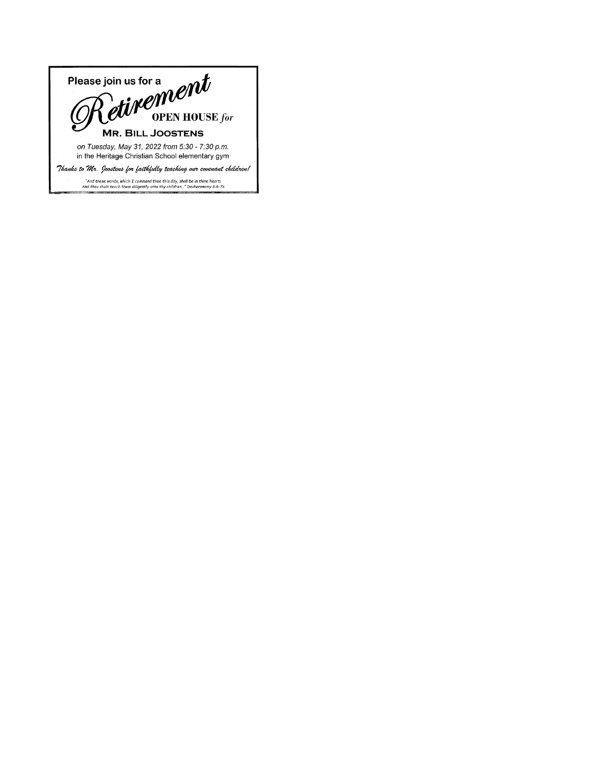Please join us for a

# *Retirement* **OPEN HOUSE** *for*

## MR. BILL JOOSTENS

*on Tuesday, May 31, 2022 from 5:30 - 7:30 p.m.*
in the Heritage Christian School elementary gym

*Thanks to Mr. Joostens for faithfully teaching our covenant children!*

*"And these words, which I command thee this day, shall be in thine heart: And thou shalt teach them diligently unto thy children.." Deuteronomy 6:6-7a*